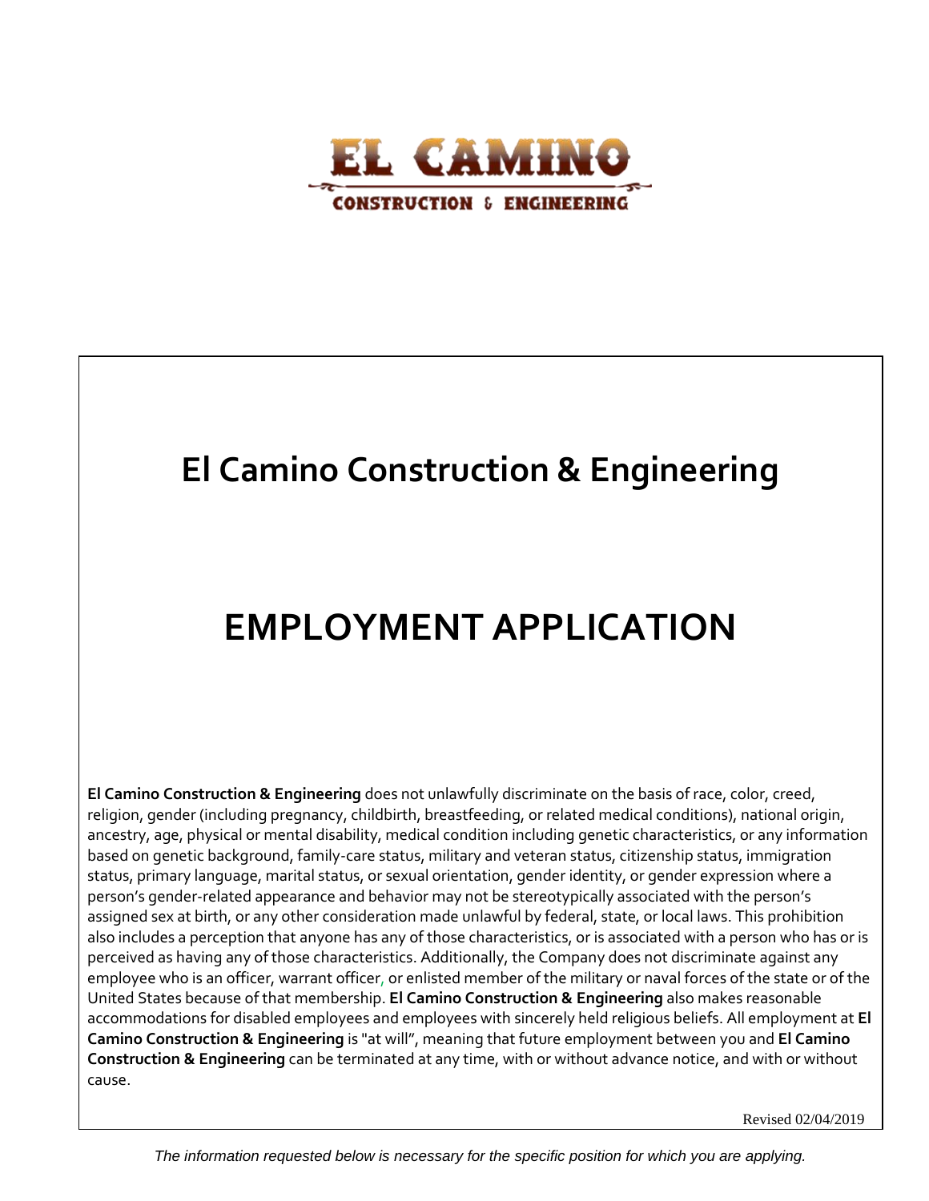**EL CAMINO**

**CONSTRUCTION & ENGINEERING**

# El Camino Construction & Engineering

# EMPLOYMENT APPLICATION

**El Camino Construction & Engineering** does not unlawfully discriminate on the basis of race, color, creed, religion, gender (including pregnancy, childbirth, breastfeeding, or related medical conditions), national origin, ancestry, age, physical or mental disability, medical condition including genetic characteristics, or any information based on genetic background, family-care status, military and veteran status, citizenship status, immigration status, primary language, marital status, or sexual orientation, gender identity, or gender expression where a person's gender-related appearance and behavior may not be stereotypically associated with the person's assigned sex at birth, or any other consideration made unlawful by federal, state, or local laws. This prohibition also includes a perception that anyone has any of those characteristics, or is associated with a person who has or is perceived as having any of those characteristics. Additionally, the Company does not discriminate against any employee who is an officer, warrant officer, or enlisted member of the military or naval forces of the state or of the United States because of that membership. **El Camino Construction & Engineering** also makes reasonable accommodations for disabled employees and employees with sincerely held religious beliefs. All employment at **El Camino Construction & Engineering** is "at will", meaning that future employment between you and **El Camino Construction & Engineering** can be terminated at any time, with or without advance notice, and with or without cause.

Revised 02/04/2019

*The information requested below is necessary for the specific position for which you are applying.*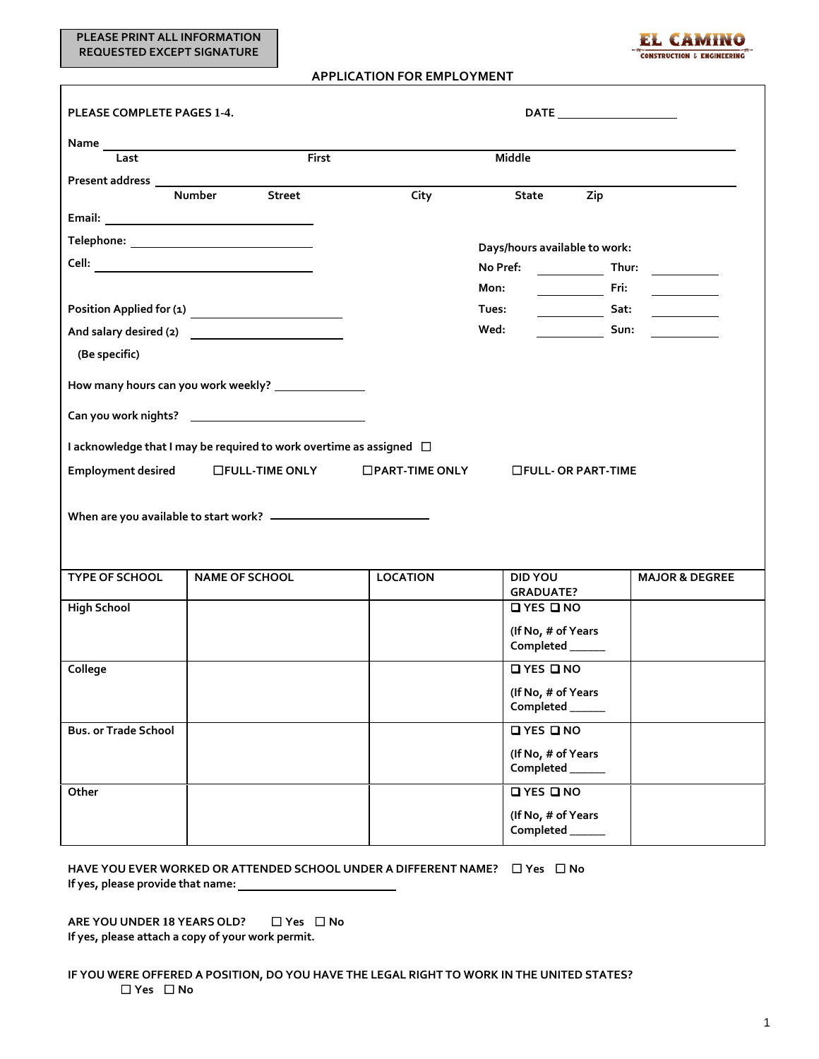**PLEASE PRINT ALL INFORMATION REQUESTED EXCEPT SIGNATURE**

EL CAMINO CONSTRUCTION & ENGINEERING

## APPLICATION FOR EMPLOYMENT

**PLEASE COMPLETE PAGES 1-4.** **DATE** ___________________

**Name** ______________________________________________________________
Last First Middle

**Present address** ______________________________________________________
Number Street City State Zip

**Email:** ______________________________

**Telephone:** ______________________________

**Cell:** ______________________________

**Days/hours available to work:**

| | | | |
|---|---|---|---|
| **No Pref:** | ________ | **Thur:** | ________ |
| **Mon:** | ________ | **Fri:** | ________ |
| **Tues:** | ________ | **Sat:** | ________ |
| **Wed:** | ________ | **Sun:** | ________ |

**Position Applied for (1)** ______________________

**And salary desired (2)** ______________________

**(Be specific)**

**How many hours can you work weekly?** ______________

**Can you work nights?** ______________________

**I acknowledge that I may be required to work overtime as assigned** ☐

**Employment desired** ☐**FULL-TIME ONLY** ☐**PART-TIME ONLY** ☐**FULL- OR PART-TIME**

**When are you available to start work?** ______________________

| TYPE OF SCHOOL | NAME OF SCHOOL | LOCATION | DID YOU GRADUATE? | MAJOR & DEGREE |
|---|---|---|---|---|
| High School | | | ❑ YES ❑ NO (If No, # of Years Completed ______ | |
| College | | | ❑ YES ❑ NO (If No, # of Years Completed ______ | |
| Bus. or Trade School | | | ❑ YES ❑ NO (If No, # of Years Completed ______ | |
| Other | | | ❑ YES ❑ NO (If No, # of Years Completed ______ | |

**HAVE YOU EVER WORKED OR ATTENDED SCHOOL UNDER A DIFFERENT NAME?** ☐ **Yes** ☐ **No**
**If yes, please provide that name:** ______________________

**ARE YOU UNDER 18 YEARS OLD?** ☐ **Yes** ☐ **No**
**If yes, please attach a copy of your work permit.**

**IF YOU WERE OFFERED A POSITION, DO YOU HAVE THE LEGAL RIGHT TO WORK IN THE UNITED STATES?**
☐ **Yes** ☐ **No**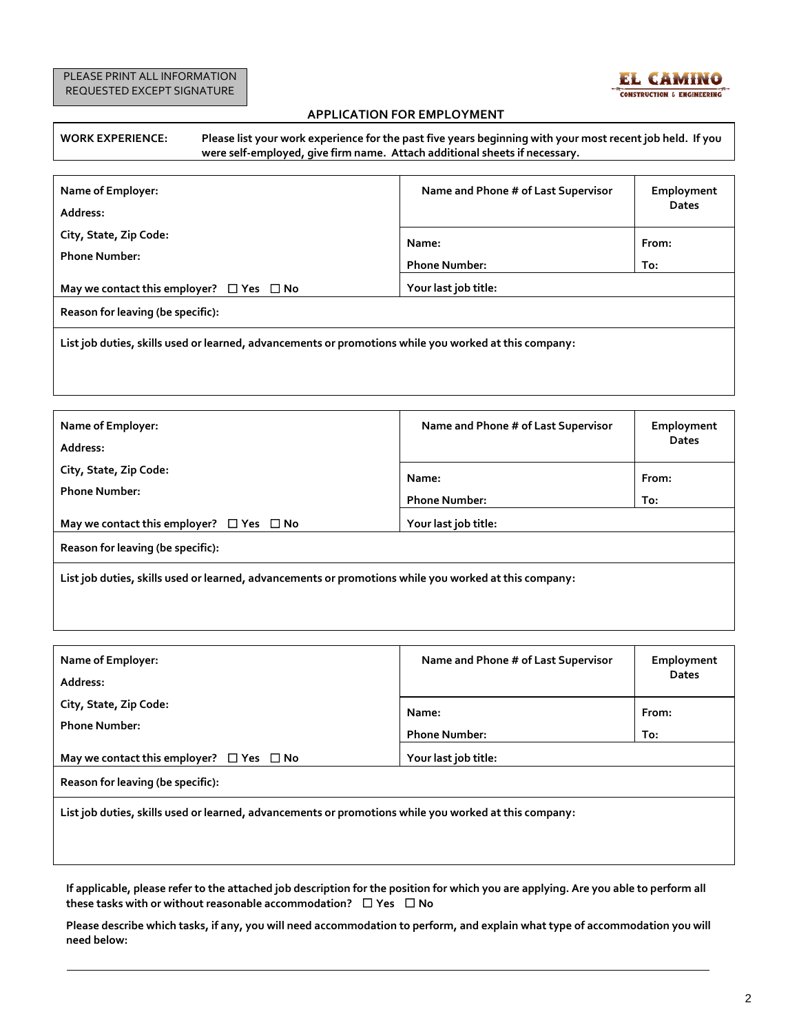PLEASE PRINT ALL INFORMATION REQUESTED EXCEPT SIGNATURE

EL CAMINO CONSTRUCTION & ENGINEERING

## APPLICATION FOR EMPLOYMENT

**WORK EXPERIENCE:** Please list your work experience for the past five years beginning with your most recent job held. If you were self-employed, give firm name. Attach additional sheets if necessary.

| Name of Employer:<br>Address:<br>City, State, Zip Code:<br>Phone Number: | Name and Phone # of Last Supervisor<br><br>Name:<br>Phone Number: | Employment Dates<br><br>From:<br>To: |
|---|---|---|
| May we contact this employer? ☐ Yes ☐ No | Your last job title: | |
| Reason for leaving (be specific): | | |
| List job duties, skills used or learned, advancements or promotions while you worked at this company: | | |

| Name of Employer:<br>Address:<br>City, State, Zip Code:<br>Phone Number: | Name and Phone # of Last Supervisor<br><br>Name:<br>Phone Number: | Employment Dates<br><br>From:<br>To: |
|---|---|---|
| May we contact this employer? ☐ Yes ☐ No | Your last job title: | |
| Reason for leaving (be specific): | | |
| List job duties, skills used or learned, advancements or promotions while you worked at this company: | | |

| Name of Employer:<br>Address:<br>City, State, Zip Code:<br>Phone Number: | Name and Phone # of Last Supervisor<br><br>Name:<br>Phone Number: | Employment Dates<br><br>From:<br>To: |
|---|---|---|
| May we contact this employer? ☐ Yes ☐ No | Your last job title: | |
| Reason for leaving (be specific): | | |
| List job duties, skills used or learned, advancements or promotions while you worked at this company: | | |

**If applicable, please refer to the attached job description for the position for which you are applying. Are you able to perform all these tasks with or without reasonable accommodation?** ☐ Yes ☐ No

**Please describe which tasks, if any, you will need accommodation to perform, and explain what type of accommodation you will need below:**

_______________________________________________________________________________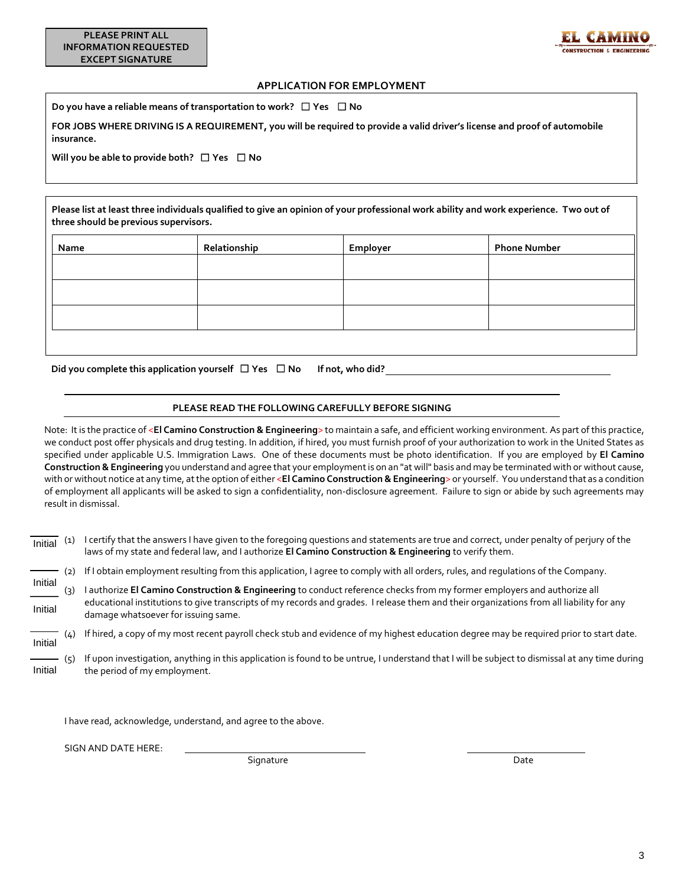PLEASE PRINT ALL INFORMATION REQUESTED EXCEPT SIGNATURE

EL CAMINO CONSTRUCTION & ENGINEERING

## APPLICATION FOR EMPLOYMENT

**Do you have a reliable means of transportation to work?** ☐ **Yes** ☐ **No**

**FOR JOBS WHERE DRIVING IS A REQUIREMENT, you will be required to provide a valid driver's license and proof of automobile insurance.**

**Will you be able to provide both?** ☐ **Yes** ☐ **No**

**Please list at least three individuals qualified to give an opinion of your professional work ability and work experience. Two out of three should be previous supervisors.**

| Name | Relationship | Employer | Phone Number |
|---|---|---|---|
| | | | |
| | | | |
| | | | |

**Did you complete this application yourself** ☐ **Yes** ☐ **No** **If not, who did?** ______________________________

**PLEASE READ THE FOLLOWING CAREFULLY BEFORE SIGNING**

Note: It is the practice of <**El Camino Construction & Engineering**> to maintain a safe, and efficient working environment. As part of this practice, we conduct post offer physicals and drug testing. In addition, if hired, you must furnish proof of your authorization to work in the United States as specified under applicable U.S. Immigration Laws. One of these documents must be photo identification. If you are employed by **El Camino Construction & Engineering** you understand and agree that your employment is on an "at will" basis and may be terminated with or without cause, with or without notice at any time, at the option of either <**El Camino Construction & Engineering**> or yourself. You understand that as a condition of employment all applicants will be asked to sign a confidentiality, non-disclosure agreement. Failure to sign or abide by such agreements may result in dismissal.

_____ Initial (1) I certify that the answers I have given to the foregoing questions and statements are true and correct, under penalty of perjury of the laws of my state and federal law, and I authorize **El Camino Construction & Engineering** to verify them.

_____ Initial (2) If I obtain employment resulting from this application, I agree to comply with all orders, rules, and regulations of the Company.

_____ Initial (3) I authorize **El Camino Construction & Engineering** to conduct reference checks from my former employers and authorize all educational institutions to give transcripts of my records and grades. I release them and their organizations from all liability for any damage whatsoever for issuing same.

_____ Initial (4) If hired, a copy of my most recent payroll check stub and evidence of my highest education degree may be required prior to start date.

_____ Initial (5) If upon investigation, anything in this application is found to be untrue, I understand that I will be subject to dismissal at any time during the period of my employment.

I have read, acknowledge, understand, and agree to the above.

SIGN AND DATE HERE: ______________________________ ____________________

Signature Date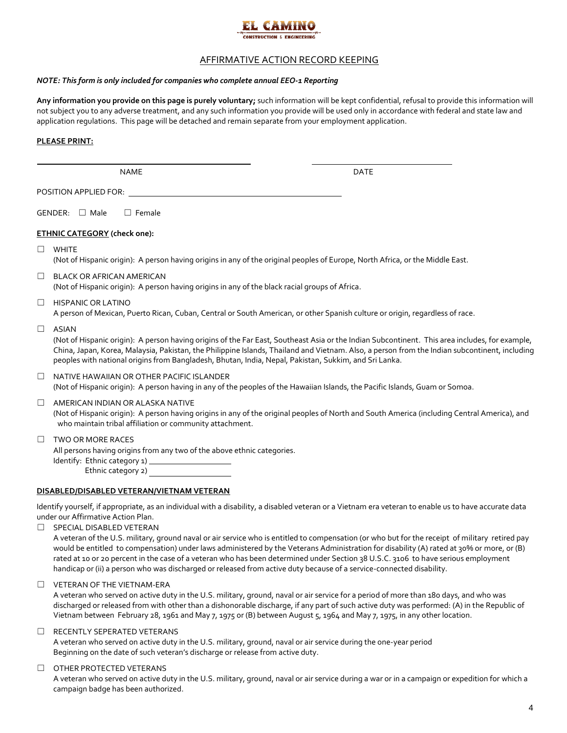EL CAMINO
CONSTRUCTION & ENGINEERING

# AFFIRMATIVE ACTION RECORD KEEPING

***NOTE: This form is only included for companies who complete annual EEO-1 Reporting***

**Any information you provide on this page is purely voluntary;** such information will be kept confidential, refusal to provide this information will not subject you to any adverse treatment, and any such information you provide will be used only in accordance with federal and state law and application regulations. This page will be detached and remain separate from your employment application.

**PLEASE PRINT:**

NAME ______________________________ DATE ____________________

POSITION APPLIED FOR: ______________________________

GENDER: ☐ Male ☐ Female

**ETHNIC CATEGORY (check one):**

☐ WHITE
(Not of Hispanic origin): A person having origins in any of the original peoples of Europe, North Africa, or the Middle East.

☐ BLACK OR AFRICAN AMERICAN
(Not of Hispanic origin): A person having origins in any of the black racial groups of Africa.

☐ HISPANIC OR LATINO
A person of Mexican, Puerto Rican, Cuban, Central or South American, or other Spanish culture or origin, regardless of race.

☐ ASIAN
(Not of Hispanic origin): A person having origins of the Far East, Southeast Asia or the Indian Subcontinent. This area includes, for example, China, Japan, Korea, Malaysia, Pakistan, the Philippine Islands, Thailand and Vietnam. Also, a person from the Indian subcontinent, including peoples with national origins from Bangladesh, Bhutan, India, Nepal, Pakistan, Sukkim, and Sri Lanka.

☐ NATIVE HAWAIIAN OR OTHER PACIFIC ISLANDER
(Not of Hispanic origin): A person having in any of the peoples of the Hawaiian Islands, the Pacific Islands, Guam or Somoa.

☐ AMERICAN INDIAN OR ALASKA NATIVE
(Not of Hispanic origin): A person having origins in any of the original peoples of North and South America (including Central America), and who maintain tribal affiliation or community attachment.

☐ TWO OR MORE RACES
All persons having origins from any two of the above ethnic categories.
Identify: Ethnic category 1) ____________________
Ethnic category 2) ____________________

**DISABLED/DISABLED VETERAN/VIETNAM VETERAN**

Identify yourself, if appropriate, as an individual with a disability, a disabled veteran or a Vietnam era veteran to enable us to have accurate data under our Affirmative Action Plan.

☐ SPECIAL DISABLED VETERAN
A veteran of the U.S. military, ground naval or air service who is entitled to compensation (or who but for the receipt of military retired pay would be entitled to compensation) under laws administered by the Veterans Administration for disability (A) rated at 30% or more, or (B) rated at 10 or 20 percent in the case of a veteran who has been determined under Section 38 U.S.C. 3106 to have serious employment handicap or (ii) a person who was discharged or released from active duty because of a service-connected disability.

☐ VETERAN OF THE VIETNAM-ERA
A veteran who served on active duty in the U.S. military, ground, naval or air service for a period of more than 180 days, and who was discharged or released from with other than a dishonorable discharge, if any part of such active duty was performed: (A) in the Republic of Vietnam between February 28, 1961 and May 7, 1975 or (B) between August 5, 1964 and May 7, 1975, in any other location.

☐ RECENTLY SEPERATED VETERANS
A veteran who served on active duty in the U.S. military, ground, naval or air service during the one-year period Beginning on the date of such veteran's discharge or release from active duty.

☐ OTHER PROTECTED VETERANS
A veteran who served on active duty in the U.S. military, ground, naval or air service during a war or in a campaign or expedition for which a campaign badge has been authorized.